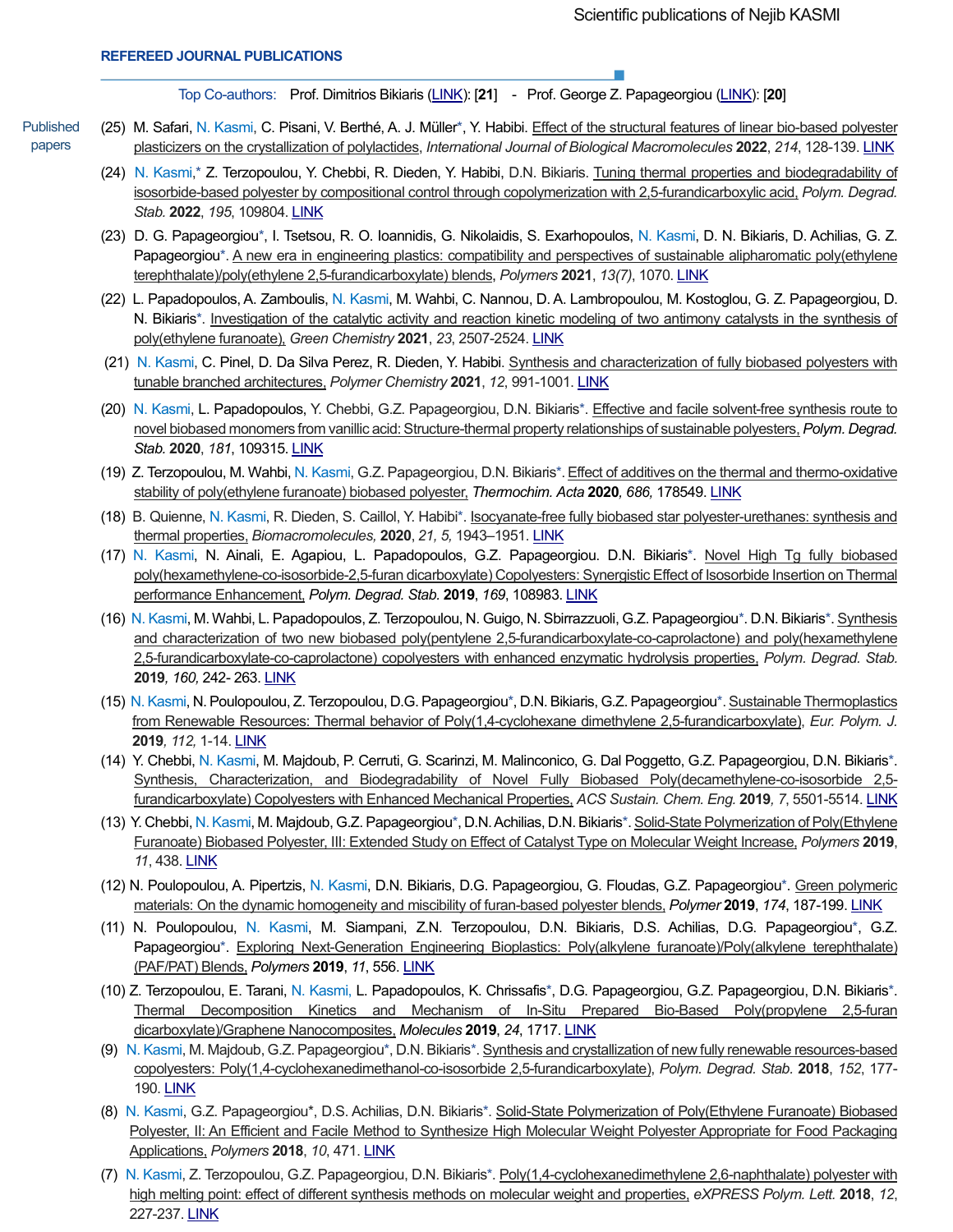Scientific publications of Nejib KASMI

## REFEREED JOURNAL PUBLICATIONS

Top Co-authors: Prof. Dimitrios Bikiaris (LINK): **[21]** - Prof. George Z. Papageorgiou (LINK): **[20]**

Published papers

(25) M. Safari, N. Kasmi, C. Pisani, V. Berthé, A. J. Müller*, Y. Habibi. Effect of the structural features of linear bio-based polyester plasticizers on the crystallization of polylactides, *International Journal of Biological Macromolecules* **2022**, *214*, 128-139. LINK

(24) N. Kasmi,* Z. Terzopoulou, Y. Chebbi, R. Dieden, Y. Habibi, D.N. Bikiaris. Tuning thermal properties and biodegradability of isosorbide-based polyester by compositional control through copolymerization with 2,5-furandicarboxylic acid, *Polym. Degrad. Stab.* **2022**, *195*, 109804. LINK

(23) D. G. Papageorgiou*, I. Tsetsou, R. O. Ioannidis, G. Nikolaidis, S. Exarhopoulos, N. Kasmi, D. N. Bikiaris, D. Achilias, G. Z. Papageorgiou*. A new era in engineering plastics: compatibility and perspectives of sustainable alipharomatic poly(ethylene terephthalate)/poly(ethylene 2,5-furandicarboxylate) blends, *Polymers* **2021**, *13(7)*, 1070. LINK

(22) L. Papadopoulos, A. Zamboulis, N. Kasmi, M. Wahbi, C. Nannou, D. A. Lambropoulou, M. Kostoglou, G. Z. Papageorgiou, D. N. Bikiaris*. Investigation of the catalytic activity and reaction kinetic modeling of two antimony catalysts in the synthesis of poly(ethylene furanoate), *Green Chemistry* **2021**, *23*, 2507-2524. LINK

(21) N. Kasmi, C. Pinel, D. Da Silva Perez, R. Dieden, Y. Habibi. Synthesis and characterization of fully biobased polyesters with tunable branched architectures, *Polymer Chemistry* **2021**, *12*, 991-1001. LINK

(20) N. Kasmi, L. Papadopoulos, Y. Chebbi, G.Z. Papageorgiou, D.N. Bikiaris*. Effective and facile solvent-free synthesis route to novel biobased monomers from vanillic acid: Structure-thermal property relationships of sustainable polyesters, *Polym. Degrad. Stab.* **2020**, *181*, 109315. LINK

(19) Z. Terzopoulou, M. Wahbi, N. Kasmi, G.Z. Papageorgiou, D.N. Bikiaris*. Effect of additives on the thermal and thermo-oxidative stability of poly(ethylene furanoate) biobased polyester, *Thermochim. Acta* **2020**, *686*, 178549. LINK

(18) B. Quienne, N. Kasmi, R. Dieden, S. Caillol, Y. Habibi*. Isocyanate-free fully biobased star polyester-urethanes: synthesis and thermal properties, *Biomacromolecules*, **2020**, *21, 5*, 1943–1951. LINK

(17) N. Kasmi, N. Ainali, E. Agapiou, L. Papadopoulos, G.Z. Papageorgiou. D.N. Bikiaris*. Novel High Tg fully biobased poly(hexamethylene-co-isosorbide-2,5-furan dicarboxylate) Copolyesters: Synergistic Effect of Isosorbide Insertion on Thermal performance Enhancement, *Polym. Degrad. Stab.* **2019**, *169*, 108983. LINK

(16) N. Kasmi, M. Wahbi, L. Papadopoulos, Z. Terzopoulou, N. Guigo, N. Sbirrazzuoli, G.Z. Papageorgiou*. D.N. Bikiaris*. Synthesis and characterization of two new biobased poly(pentylene 2,5-furandicarboxylate-co-caprolactone) and poly(hexamethylene 2,5-furandicarboxylate-co-caprolactone) copolyesters with enhanced enzymatic hydrolysis properties, *Polym. Degrad. Stab.* **2019**, *160,* 242- 263. LINK

(15) N. Kasmi, N. Poulopoulou, Z. Terzopoulou, D.G. Papageorgiou*, D.N. Bikiaris, G.Z. Papageorgiou*. Sustainable Thermoplastics from Renewable Resources: Thermal behavior of Poly(1,4-cyclohexane dimethylene 2,5-furandicarboxylate), *Eur. Polym. J.* **2019**, *112,* 1-14. LINK

(14) Y. Chebbi, N. Kasmi, M. Majdoub, P. Cerruti, G. Scarinzi, M. Malinconico, G. Dal Poggetto, G.Z. Papageorgiou, D.N. Bikiaris*. Synthesis, Characterization, and Biodegradability of Novel Fully Biobased Poly(decamethylene-co-isosorbide 2,5-furandicarboxylate) Copolyesters with Enhanced Mechanical Properties, *ACS Sustain. Chem. Eng.* **2019**, *7*, 5501-5514. LINK

(13) Y. Chebbi, N. Kasmi, M. Majdoub, G.Z. Papageorgiou*, D.N. Achilias, D.N. Bikiaris*. Solid-State Polymerization of Poly(Ethylene Furanoate) Biobased Polyester, III: Extended Study on Effect of Catalyst Type on Molecular Weight Increase, *Polymers* **2019**, *11*, 438. LINK

(12) N. Poulopoulou, A. Pipertzis, N. Kasmi, D.N. Bikiaris, D.G. Papageorgiou, G. Floudas, G.Z. Papageorgiou*. Green polymeric materials: On the dynamic homogeneity and miscibility of furan-based polyester blends, *Polymer* **2019**, *174*, 187-199. LINK

(11) N. Poulopoulou, N. Kasmi, M. Siampani, Z.N. Terzopoulou, D.N. Bikiaris, D.S. Achilias, D.G. Papageorgiou*, G.Z. Papageorgiou*. Exploring Next-Generation Engineering Bioplastics: Poly(alkylene furanoate)/Poly(alkylene terephthalate) (PAF/PAT) Blends, *Polymers* **2019**, *11*, 556. LINK

(10) Z. Terzopoulou, E. Tarani, N. Kasmi, L. Papadopoulos, K. Chrissafis*, D.G. Papageorgiou, G.Z. Papageorgiou, D.N. Bikiaris*. Thermal Decomposition Kinetics and Mechanism of In-Situ Prepared Bio-Based Poly(propylene 2,5-furan dicarboxylate)/Graphene Nanocomposites, *Molecules* **2019**, *24*, 1717. LINK

(9) N. Kasmi, M. Majdoub, G.Z. Papageorgiou*, D.N. Bikiaris*. Synthesis and crystallization of new fully renewable resources-based copolyesters: Poly(1,4-cyclohexanedimethanol-co-isosorbide 2,5-furandicarboxylate), *Polym. Degrad. Stab.* **2018**, *152*, 177-190. LINK

(8) N. Kasmi, G.Z. Papageorgiou*, D.S. Achilias, D.N. Bikiaris*. Solid-State Polymerization of Poly(Ethylene Furanoate) Biobased Polyester, II: An Efficient and Facile Method to Synthesize High Molecular Weight Polyester Appropriate for Food Packaging Applications, *Polymers* **2018**, *10*, 471. LINK

(7) N. Kasmi, Z. Terzopoulou, G.Z. Papageorgiou, D.N. Bikiaris*. Poly(1,4-cyclohexanedimethylene 2,6-naphthalate) polyester with high melting point: effect of different synthesis methods on molecular weight and properties, *eXPRESS Polym. Lett.* **2018**, *12*, 227-237. LINK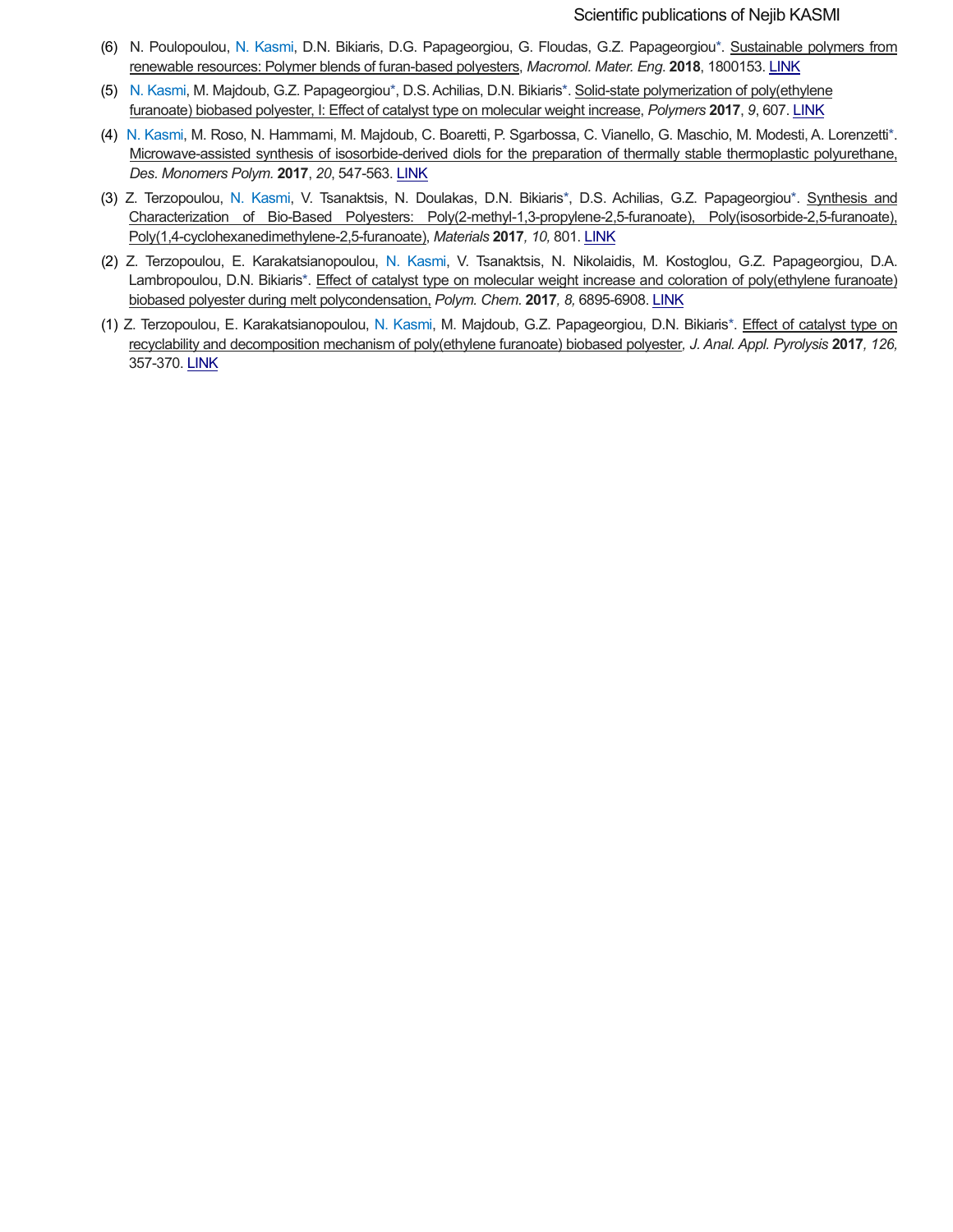(6) N. Poulopoulou, N. Kasmi, D.N. Bikiaris, D.G. Papageorgiou, G. Floudas, G.Z. Papageorgiou*. Sustainable polymers from renewable resources: Polymer blends of furan-based polyesters, *Macromol. Mater. Eng.* **2018**, 1800153. LINK

(5) N. Kasmi, M. Majdoub, G.Z. Papageorgiou*, D.S. Achilias, D.N. Bikiaris*. Solid-state polymerization of poly(ethylene furanoate) biobased polyester, I: Effect of catalyst type on molecular weight increase, *Polymers* **2017**, *9*, 607. LINK

(4) N. Kasmi, M. Roso, N. Hammami, M. Majdoub, C. Boaretti, P. Sgarbossa, C. Vianello, G. Maschio, M. Modesti, A. Lorenzetti*. Microwave-assisted synthesis of isosorbide-derived diols for the preparation of thermally stable thermoplastic polyurethane, *Des. Monomers Polym.* **2017**, *20*, 547-563. LINK

(3) Z. Terzopoulou, N. Kasmi, V. Tsanaktsis, N. Doulakas, D.N. Bikiaris*, D.S. Achilias, G.Z. Papageorgiou*. Synthesis and Characterization of Bio-Based Polyesters: Poly(2-methyl-1,3-propylene-2,5-furanoate), Poly(isosorbide-2,5-furanoate), Poly(1,4-cyclohexanedimethylene-2,5-furanoate), *Materials* **2017**, *10,* 801. LINK

(2) Z. Terzopoulou, E. Karakatsianopoulou, N. Kasmi, V. Tsanaktsis, N. Nikolaidis, M. Kostoglou, G.Z. Papageorgiou, D.A. Lambropoulou, D.N. Bikiaris*. Effect of catalyst type on molecular weight increase and coloration of poly(ethylene furanoate) biobased polyester during melt polycondensation, *Polym. Chem.* **2017**, *8,* 6895-6908. LINK

(1) Z. Terzopoulou, E. Karakatsianopoulou, N. Kasmi, M. Majdoub, G.Z. Papageorgiou, D.N. Bikiaris*. Effect of catalyst type on recyclability and decomposition mechanism of poly(ethylene furanoate) biobased polyester, *J. Anal. Appl. Pyrolysis* **2017**, *126,* 357-370. LINK